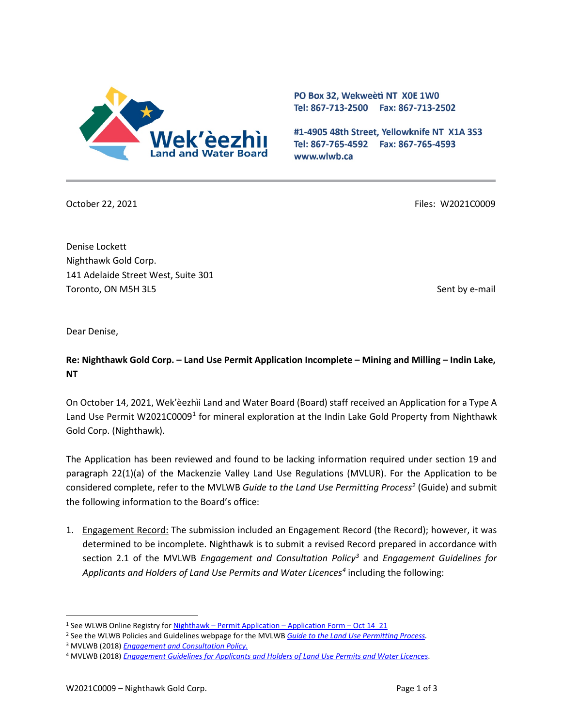Wek'èezhìı Land and Water Board

PO Box 32, Wekweètì NT X0E 1W0
Tel: 867-713-2500 Fax: 867-713-2502

#1-4905 48th Street, Yellowknife NT X1A 3S3
Tel: 867-765-4592 Fax: 867-765-4593
www.wlwb.ca

October 22, 2021

Files: W2021C0009

Denise Lockett
Nighthawk Gold Corp.
141 Adelaide Street West, Suite 301
Toronto, ON M5H 3L5

Sent by e-mail

Dear Denise,

**Re: Nighthawk Gold Corp. – Land Use Permit Application Incomplete – Mining and Milling – Indin Lake, NT**

On October 14, 2021, Wek'èezhìı Land and Water Board (Board) staff received an Application for a Type A Land Use Permit W2021C0009[1] for mineral exploration at the Indin Lake Gold Property from Nighthawk Gold Corp. (Nighthawk).

The Application has been reviewed and found to be lacking information required under section 19 and paragraph 22(1)(a) of the Mackenzie Valley Land Use Regulations (MVLUR). For the Application to be considered complete, refer to the MVLWB *Guide to the Land Use Permitting Process*[2] (Guide) and submit the following information to the Board's office:

1. Engagement Record: The submission included an Engagement Record (the Record); however, it was determined to be incomplete. Nighthawk is to submit a revised Record prepared in accordance with section 2.1 of the MVLWB *Engagement and Consultation Policy*[3] and *Engagement Guidelines for Applicants and Holders of Land Use Permits and Water Licences*[4] including the following:

---

[1] See WLWB Online Registry for Nighthawk – Permit Application – Application Form – Oct 14_21

[2] See the WLWB Policies and Guidelines webpage for the MVLWB *Guide to the Land Use Permitting Process*.

[3] MVLWB (2018) *Engagement and Consultation Policy.*

[4] MVLWB (2018) *Engagement Guidelines for Applicants and Holders of Land Use Permits and Water Licences*.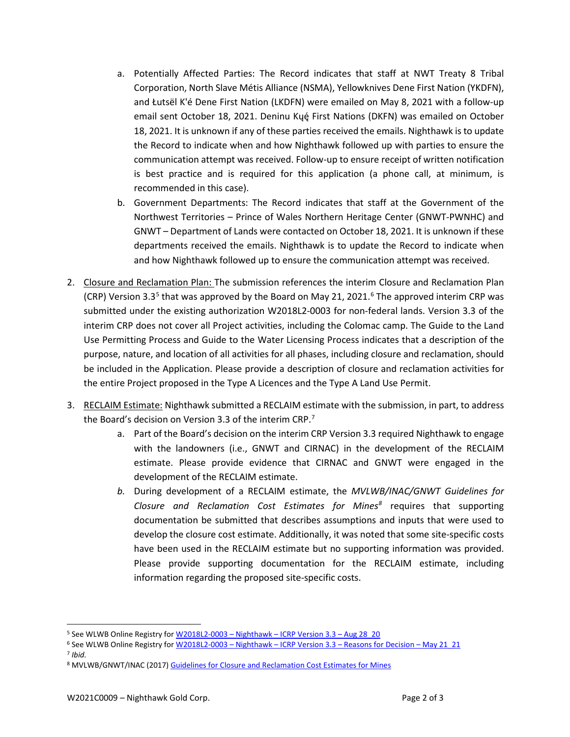a. Potentially Affected Parties: The Record indicates that staff at NWT Treaty 8 Tribal Corporation, North Slave Métis Alliance (NSMA), Yellowknives Dene First Nation (YKDFN), and Łutsël K'é Dene First Nation (LKDFN) were emailed on May 8, 2021 with a follow-up email sent October 18, 2021. Deninu Kųę́ First Nations (DKFN) was emailed on October 18, 2021. It is unknown if any of these parties received the emails. Nighthawk is to update the Record to indicate when and how Nighthawk followed up with parties to ensure the communication attempt was received. Follow-up to ensure receipt of written notification is best practice and is required for this application (a phone call, at minimum, is recommended in this case).
   b. Government Departments: The Record indicates that staff at the Government of the Northwest Territories – Prince of Wales Northern Heritage Center (GNWT-PWNHC) and GNWT – Department of Lands were contacted on October 18, 2021. It is unknown if these departments received the emails. Nighthawk is to update the Record to indicate when and how Nighthawk followed up to ensure the communication attempt was received.

2. <u>Closure and Reclamation Plan:</u> The submission references the interim Closure and Reclamation Plan (CRP) Version 3.3[5] that was approved by the Board on May 21, 2021.[6] The approved interim CRP was submitted under the existing authorization W2018L2-0003 for non-federal lands. Version 3.3 of the interim CRP does not cover all Project activities, including the Colomac camp. The Guide to the Land Use Permitting Process and Guide to the Water Licensing Process indicates that a description of the purpose, nature, and location of all activities for all phases, including closure and reclamation, should be included in the Application. Please provide a description of closure and reclamation activities for the entire Project proposed in the Type A Licences and the Type A Land Use Permit.

3. <u>RECLAIM Estimate:</u> Nighthawk submitted a RECLAIM estimate with the submission, in part, to address the Board's decision on Version 3.3 of the interim CRP.[7]
   a. Part of the Board's decision on the interim CRP Version 3.3 required Nighthawk to engage with the landowners (i.e., GNWT and CIRNAC) in the development of the RECLAIM estimate. Please provide evidence that CIRNAC and GNWT were engaged in the development of the RECLAIM estimate.
   b. During development of a RECLAIM estimate, the *MVLWB/INAC/GNWT Guidelines for Closure and Reclamation Cost Estimates for Mines*[8] requires that supporting documentation be submitted that describes assumptions and inputs that were used to develop the closure cost estimate. Additionally, it was noted that some site-specific costs have been used in the RECLAIM estimate but no supporting information was provided. Please provide supporting documentation for the RECLAIM estimate, including information regarding the proposed site-specific costs.

---

[5] See WLWB Online Registry for W2018L2-0003 – Nighthawk – ICRP Version 3.3 – Aug 28_20

[6] See WLWB Online Registry for W2018L2-0003 – Nighthawk – ICRP Version 3.3 – Reasons for Decision – May 21_21

[7] *Ibid.*

[8] MVLWB/GNWT/INAC (2017) Guidelines for Closure and Reclamation Cost Estimates for Mines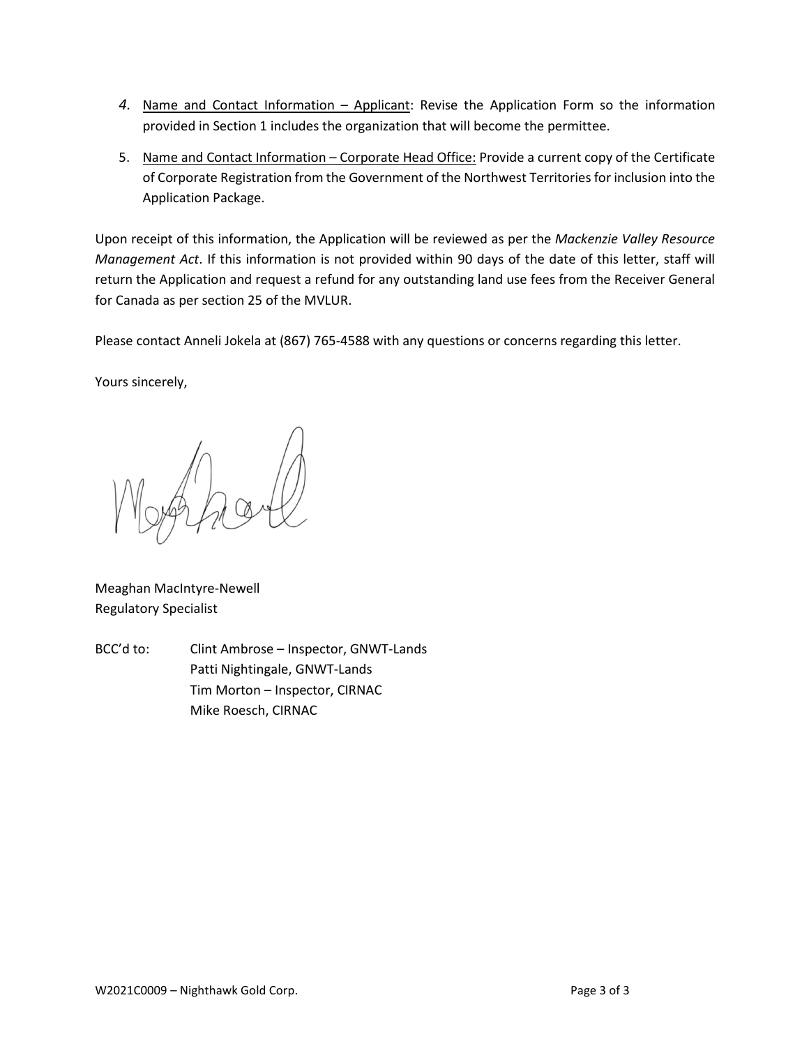4. <u>Name and Contact Information – Applicant</u>: Revise the Application Form so the information provided in Section 1 includes the organization that will become the permittee.

5. <u>Name and Contact Information – Corporate Head Office:</u> Provide a current copy of the Certificate of Corporate Registration from the Government of the Northwest Territories for inclusion into the Application Package.

Upon receipt of this information, the Application will be reviewed as per the *Mackenzie Valley Resource Management Act*. If this information is not provided within 90 days of the date of this letter, staff will return the Application and request a refund for any outstanding land use fees from the Receiver General for Canada as per section 25 of the MVLUR.

Please contact Anneli Jokela at (867) 765-4588 with any questions or concerns regarding this letter.

Yours sincerely,

Meaghan MacIntyre-Newell
Regulatory Specialist

BCC'd to: Clint Ambrose – Inspector, GNWT-Lands
Patti Nightingale, GNWT-Lands
Tim Morton – Inspector, CIRNAC
Mike Roesch, CIRNAC